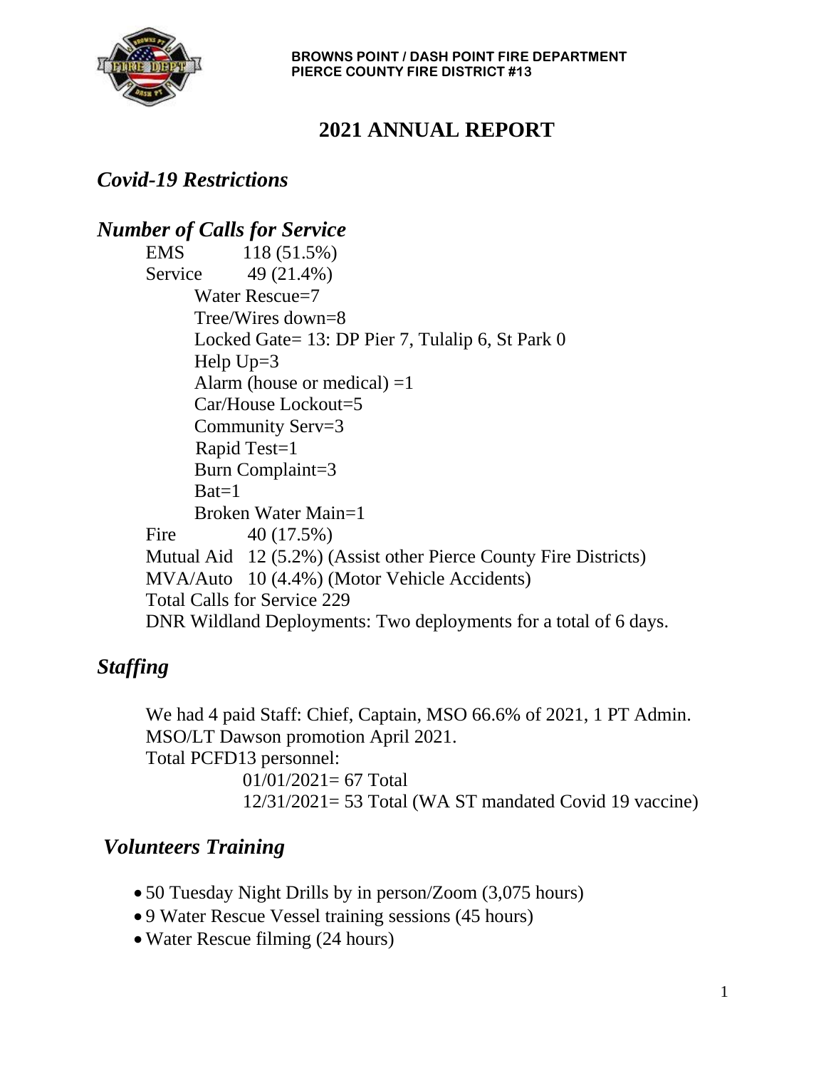**BROWNS POINT / DASH POINT FIRE DEPARTMENT**
**PIERCE COUNTY FIRE DISTRICT #13**

# 2021 ANNUAL REPORT

## *Covid-19 Restrictions*

## *Number of Calls for Service*

EMS 118 (51.5%)
Service 49 (21.4%)

- Water Rescue=7
- Tree/Wires down=8
- Locked Gate= 13: DP Pier 7, Tulalip 6, St Park 0
- Help Up=3
- Alarm (house or medical) =1
- Car/House Lockout=5
- Community Serv=3
- Rapid Test=1
- Burn Complaint=3
- Bat=1
- Broken Water Main=1

Fire 40 (17.5%)
Mutual Aid 12 (5.2%) (Assist other Pierce County Fire Districts)
MVA/Auto 10 (4.4%) (Motor Vehicle Accidents)
Total Calls for Service 229
DNR Wildland Deployments: Two deployments for a total of 6 days.

## *Staffing*

We had 4 paid Staff: Chief, Captain, MSO 66.6% of 2021, 1 PT Admin.
MSO/LT Dawson promotion April 2021.
Total PCFD13 personnel:

01/01/2021= 67 Total
12/31/2021= 53 Total (WA ST mandated Covid 19 vaccine)

## *Volunteers Training*

- 50 Tuesday Night Drills by in person/Zoom (3,075 hours)
- 9 Water Rescue Vessel training sessions (45 hours)
- Water Rescue filming (24 hours)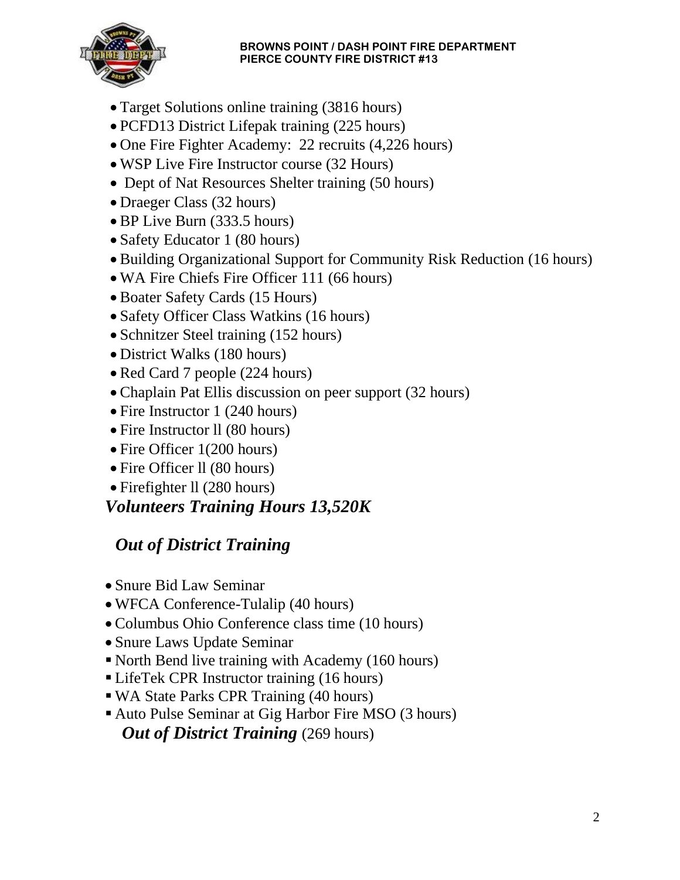- Target Solutions online training (3816 hours)
- PCFD13 District Lifepak training (225 hours)
- One Fire Fighter Academy: 22 recruits (4,226 hours)
- WSP Live Fire Instructor course (32 Hours)
- Dept of Nat Resources Shelter training (50 hours)
- Draeger Class (32 hours)
- BP Live Burn (333.5 hours)
- Safety Educator 1 (80 hours)
- Building Organizational Support for Community Risk Reduction (16 hours)
- WA Fire Chiefs Fire Officer 111 (66 hours)
- Boater Safety Cards (15 Hours)
- Safety Officer Class Watkins (16 hours)
- Schnitzer Steel training (152 hours)
- District Walks (180 hours)
- Red Card 7 people (224 hours)
- Chaplain Pat Ellis discussion on peer support (32 hours)
- Fire Instructor 1 (240 hours)
- Fire Instructor ll (80 hours)
- Fire Officer 1(200 hours)
- Fire Officer ll (80 hours)
- Firefighter ll (280 hours)

***Volunteers Training Hours 13,520K***

## *Out of District Training*

- Snure Bid Law Seminar
- WFCA Conference-Tulalip (40 hours)
- Columbus Ohio Conference class time (10 hours)
- Snure Laws Update Seminar
- North Bend live training with Academy (160 hours)
- LifeTek CPR Instructor training (16 hours)
- WA State Parks CPR Training (40 hours)
- Auto Pulse Seminar at Gig Harbor Fire MSO (3 hours)

***Out of District Training*** (269 hours)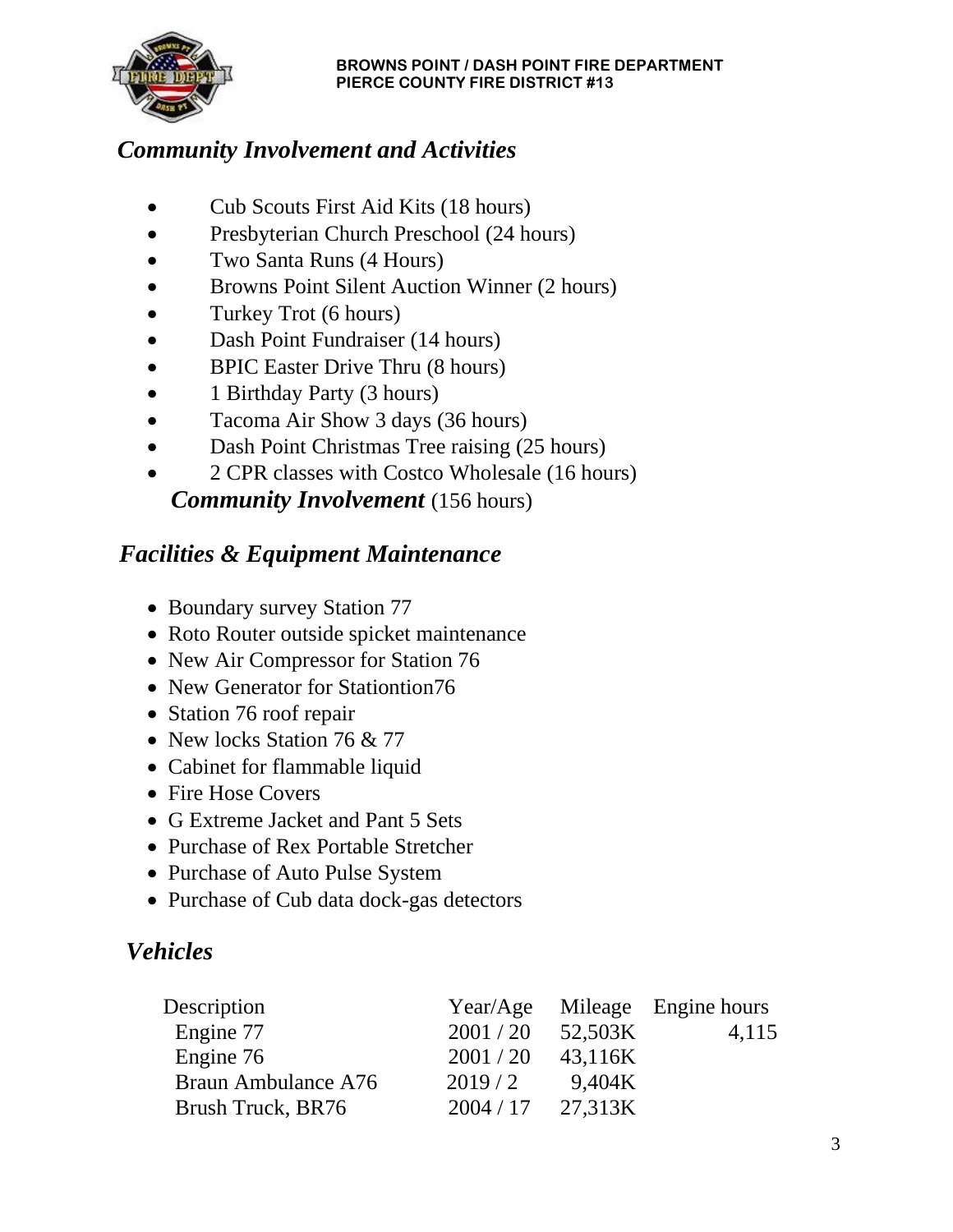**BROWNS POINT / DASH POINT FIRE DEPARTMENT**
**PIERCE COUNTY FIRE DISTRICT #13**

## *Community Involvement and Activities*

- Cub Scouts First Aid Kits (18 hours)
- Presbyterian Church Preschool (24 hours)
- Two Santa Runs (4 Hours)
- Browns Point Silent Auction Winner (2 hours)
- Turkey Trot (6 hours)
- Dash Point Fundraiser (14 hours)
- BPIC Easter Drive Thru (8 hours)
- 1 Birthday Party (3 hours)
- Tacoma Air Show 3 days (36 hours)
- Dash Point Christmas Tree raising (25 hours)
- 2 CPR classes with Costco Wholesale (16 hours)

***Community Involvement*** (156 hours)

## *Facilities & Equipment Maintenance*

- Boundary survey Station 77
- Roto Router outside spicket maintenance
- New Air Compressor for Station 76
- New Generator for Stationtion76
- Station 76 roof repair
- New locks Station 76 & 77
- Cabinet for flammable liquid
- Fire Hose Covers
- G Extreme Jacket and Pant 5 Sets
- Purchase of Rex Portable Stretcher
- Purchase of Auto Pulse System
- Purchase of Cub data dock-gas detectors

## *Vehicles*

| Description | Year/Age | Mileage | Engine hours |
|---|---|---|---|
| Engine 77 | 2001 / 20 | 52,503K | 4,115 |
| Engine 76 | 2001 / 20 | 43,116K | |
| Braun Ambulance A76 | 2019 / 2 | 9,404K | |
| Brush Truck, BR76 | 2004 / 17 | 27,313K | |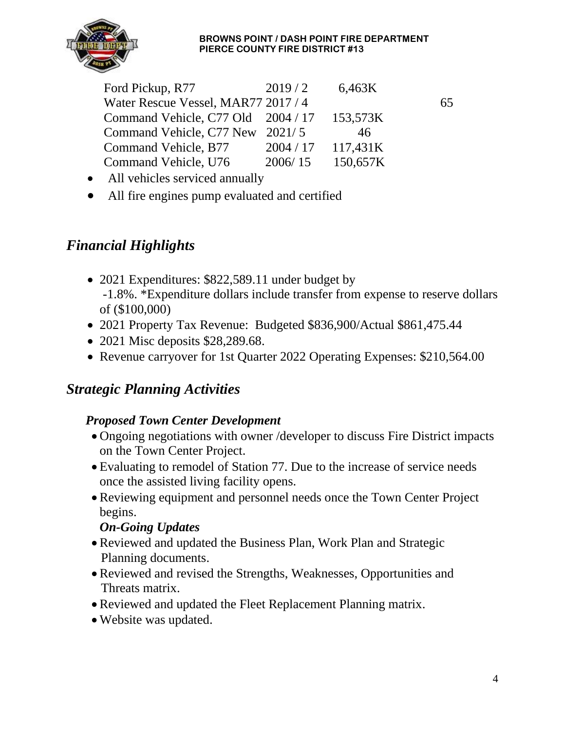| | | | |
|---|---|---|---|
| Ford Pickup, R77 | 2019 / 2 | 6,463K | |
| Water Rescue Vessel, MAR77 | 2017 / 4 | | 65 |
| Command Vehicle, C77 Old | 2004 / 17 | 153,573K | |
| Command Vehicle, C77 New | 2021/ 5 | 46 | |
| Command Vehicle, B77 | 2004 / 17 | 117,431K | |
| Command Vehicle, U76 | 2006/ 15 | 150,657K | |

- All vehicles serviced annually
- All fire engines pump evaluated and certified

## *Financial Highlights*

- 2021 Expenditures: $822,589.11 under budget by -1.8%. *Expenditure dollars include transfer from expense to reserve dollars of ($100,000)
- 2021 Property Tax Revenue: Budgeted $836,900/Actual $861,475.44
- 2021 Misc deposits $28,289.68.
- Revenue carryover for 1st Quarter 2022 Operating Expenses: $210,564.00

## *Strategic Planning Activities*

### *Proposed Town Center Development*

- Ongoing negotiations with owner /developer to discuss Fire District impacts on the Town Center Project.
- Evaluating to remodel of Station 77. Due to the increase of service needs once the assisted living facility opens.
- Reviewing equipment and personnel needs once the Town Center Project begins.

### *On-Going Updates*

- Reviewed and updated the Business Plan, Work Plan and Strategic Planning documents.
- Reviewed and revised the Strengths, Weaknesses, Opportunities and Threats matrix.
- Reviewed and updated the Fleet Replacement Planning matrix.
- Website was updated.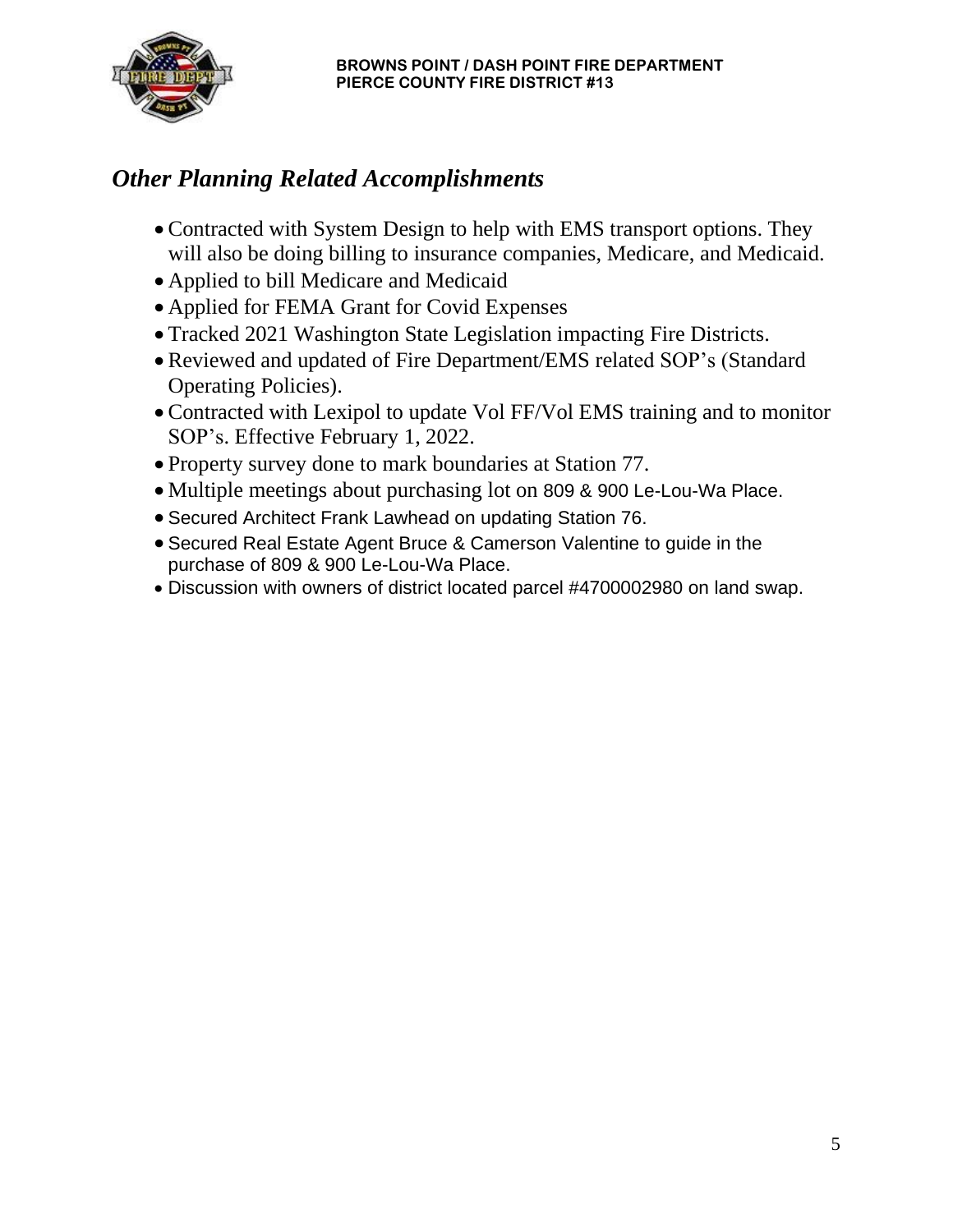## *Other Planning Related Accomplishments*

- Contracted with System Design to help with EMS transport options. They will also be doing billing to insurance companies, Medicare, and Medicaid.
- Applied to bill Medicare and Medicaid
- Applied for FEMA Grant for Covid Expenses
- Tracked 2021 Washington State Legislation impacting Fire Districts.
- Reviewed and updated of Fire Department/EMS related SOP's (Standard Operating Policies).
- Contracted with Lexipol to update Vol FF/Vol EMS training and to monitor SOP's. Effective February 1, 2022.
- Property survey done to mark boundaries at Station 77.
- Multiple meetings about purchasing lot on 809 & 900 Le-Lou-Wa Place.
- Secured Architect Frank Lawhead on updating Station 76.
- Secured Real Estate Agent Bruce & Camerson Valentine to guide in the purchase of 809 & 900 Le-Lou-Wa Place.
- Discussion with owners of district located parcel #4700002980 on land swap.